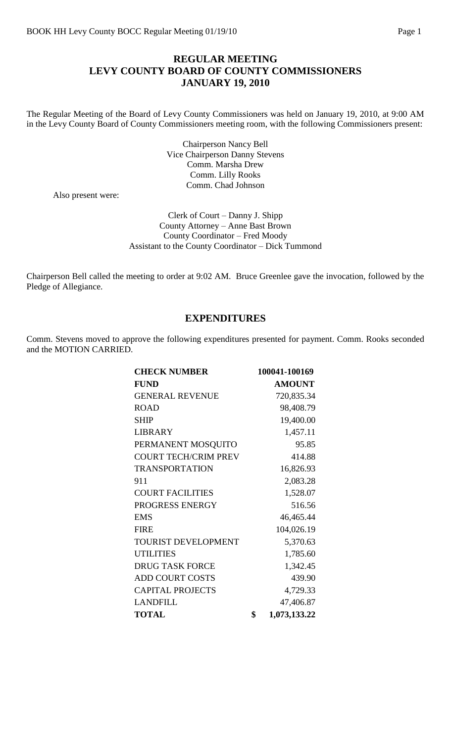# REGULAR MEETING
# LEVY COUNTY BOARD OF COUNTY COMMISSIONERS
# JANUARY 19, 2010

The Regular Meeting of the Board of Levy County Commissioners was held on January 19, 2010, at 9:00 AM in the Levy County Board of County Commissioners meeting room, with the following Commissioners present:

Chairperson Nancy Bell
Vice Chairperson Danny Stevens
Comm. Marsha Drew
Comm. Lilly Rooks
Comm. Chad Johnson

Also present were:

Clerk of Court – Danny J. Shipp
County Attorney – Anne Bast Brown
County Coordinator – Fred Moody
Assistant to the County Coordinator – Dick Tummond

Chairperson Bell called the meeting to order at 9:02 AM. Bruce Greenlee gave the invocation, followed by the Pledge of Allegiance.

## EXPENDITURES

Comm. Stevens moved to approve the following expenditures presented for payment. Comm. Rooks seconded and the MOTION CARRIED.

| **CHECK NUMBER** | **100041-100169** |
|---|---|
| **FUND** | **AMOUNT** |
| GENERAL REVENUE | 720,835.34 |
| ROAD | 98,408.79 |
| SHIP | 19,400.00 |
| LIBRARY | 1,457.11 |
| PERMANENT MOSQUITO | 95.85 |
| COURT TECH/CRIM PREV | 414.88 |
| TRANSPORTATION | 16,826.93 |
| 911 | 2,083.28 |
| COURT FACILITIES | 1,528.07 |
| PROGRESS ENERGY | 516.56 |
| EMS | 46,465.44 |
| FIRE | 104,026.19 |
| TOURIST DEVELOPMENT | 5,370.63 |
| UTILITIES | 1,785.60 |
| DRUG TASK FORCE | 1,342.45 |
| ADD COURT COSTS | 439.90 |
| CAPITAL PROJECTS | 4,729.33 |
| LANDFILL | 47,406.87 |
| **TOTAL** | **$ 1,073,133.22** |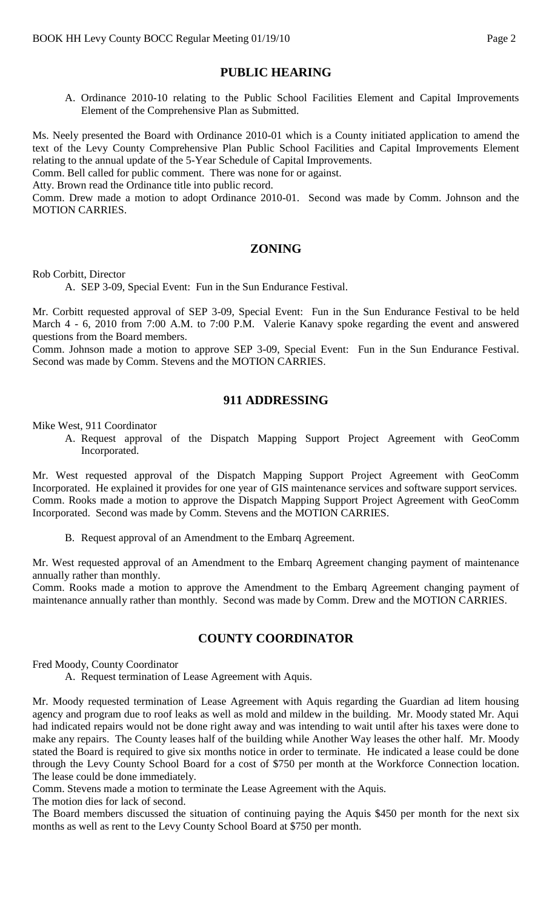## PUBLIC HEARING

A. Ordinance 2010-10 relating to the Public School Facilities Element and Capital Improvements Element of the Comprehensive Plan as Submitted.

Ms. Neely presented the Board with Ordinance 2010-01 which is a County initiated application to amend the text of the Levy County Comprehensive Plan Public School Facilities and Capital Improvements Element relating to the annual update of the 5-Year Schedule of Capital Improvements.

Comm. Bell called for public comment. There was none for or against.

Atty. Brown read the Ordinance title into public record.

Comm. Drew made a motion to adopt Ordinance 2010-01. Second was made by Comm. Johnson and the MOTION CARRIES.

## ZONING

Rob Corbitt, Director

A. SEP 3-09, Special Event: Fun in the Sun Endurance Festival.

Mr. Corbitt requested approval of SEP 3-09, Special Event: Fun in the Sun Endurance Festival to be held March 4 - 6, 2010 from 7:00 A.M. to 7:00 P.M. Valerie Kanavy spoke regarding the event and answered questions from the Board members.

Comm. Johnson made a motion to approve SEP 3-09, Special Event: Fun in the Sun Endurance Festival. Second was made by Comm. Stevens and the MOTION CARRIES.

## 911 ADDRESSING

Mike West, 911 Coordinator

A. Request approval of the Dispatch Mapping Support Project Agreement with GeoComm Incorporated.

Mr. West requested approval of the Dispatch Mapping Support Project Agreement with GeoComm Incorporated. He explained it provides for one year of GIS maintenance services and software support services.

Comm. Rooks made a motion to approve the Dispatch Mapping Support Project Agreement with GeoComm Incorporated. Second was made by Comm. Stevens and the MOTION CARRIES.

B. Request approval of an Amendment to the Embarq Agreement.

Mr. West requested approval of an Amendment to the Embarq Agreement changing payment of maintenance annually rather than monthly.

Comm. Rooks made a motion to approve the Amendment to the Embarq Agreement changing payment of maintenance annually rather than monthly. Second was made by Comm. Drew and the MOTION CARRIES.

## COUNTY COORDINATOR

Fred Moody, County Coordinator

A. Request termination of Lease Agreement with Aquis.

Mr. Moody requested termination of Lease Agreement with Aquis regarding the Guardian ad litem housing agency and program due to roof leaks as well as mold and mildew in the building. Mr. Moody stated Mr. Aqui had indicated repairs would not be done right away and was intending to wait until after his taxes were done to make any repairs. The County leases half of the building while Another Way leases the other half. Mr. Moody stated the Board is required to give six months notice in order to terminate. He indicated a lease could be done through the Levy County School Board for a cost of $750 per month at the Workforce Connection location. The lease could be done immediately.

Comm. Stevens made a motion to terminate the Lease Agreement with the Aquis.

The motion dies for lack of second.

The Board members discussed the situation of continuing paying the Aquis $450 per month for the next six months as well as rent to the Levy County School Board at $750 per month.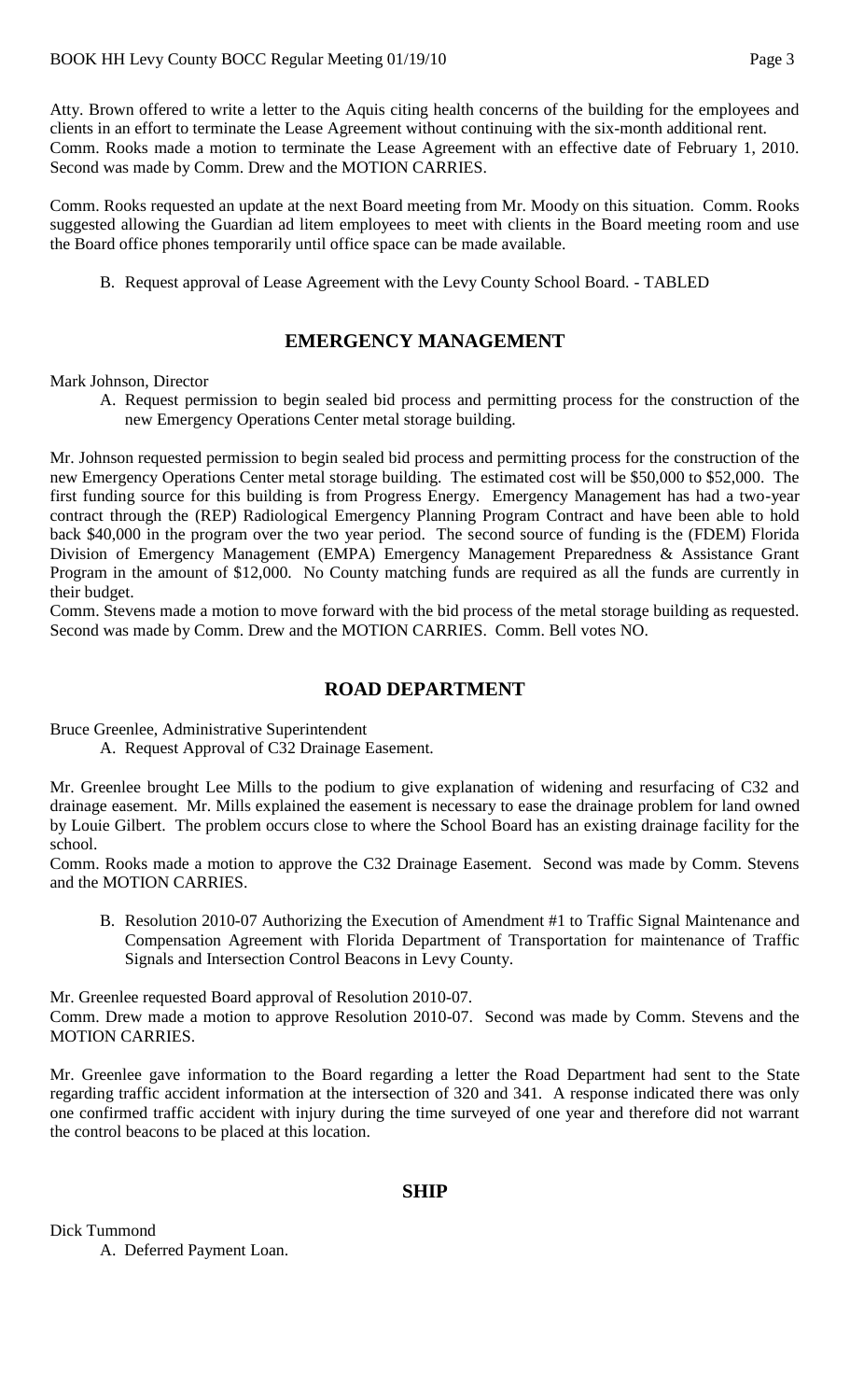Atty. Brown offered to write a letter to the Aquis citing health concerns of the building for the employees and clients in an effort to terminate the Lease Agreement without continuing with the six-month additional rent. Comm. Rooks made a motion to terminate the Lease Agreement with an effective date of February 1, 2010. Second was made by Comm. Drew and the MOTION CARRIES.

Comm. Rooks requested an update at the next Board meeting from Mr. Moody on this situation. Comm. Rooks suggested allowing the Guardian ad litem employees to meet with clients in the Board meeting room and use the Board office phones temporarily until office space can be made available.

B. Request approval of Lease Agreement with the Levy County School Board. - TABLED

## EMERGENCY MANAGEMENT

Mark Johnson, Director

A. Request permission to begin sealed bid process and permitting process for the construction of the new Emergency Operations Center metal storage building.

Mr. Johnson requested permission to begin sealed bid process and permitting process for the construction of the new Emergency Operations Center metal storage building. The estimated cost will be \$50,000 to \$52,000. The first funding source for this building is from Progress Energy. Emergency Management has had a two-year contract through the (REP) Radiological Emergency Planning Program Contract and have been able to hold back \$40,000 in the program over the two year period. The second source of funding is the (FDEM) Florida Division of Emergency Management (EMPA) Emergency Management Preparedness & Assistance Grant Program in the amount of \$12,000. No County matching funds are required as all the funds are currently in their budget.

Comm. Stevens made a motion to move forward with the bid process of the metal storage building as requested. Second was made by Comm. Drew and the MOTION CARRIES. Comm. Bell votes NO.

## ROAD DEPARTMENT

Bruce Greenlee, Administrative Superintendent

A. Request Approval of C32 Drainage Easement.

Mr. Greenlee brought Lee Mills to the podium to give explanation of widening and resurfacing of C32 and drainage easement. Mr. Mills explained the easement is necessary to ease the drainage problem for land owned by Louie Gilbert. The problem occurs close to where the School Board has an existing drainage facility for the school.

Comm. Rooks made a motion to approve the C32 Drainage Easement. Second was made by Comm. Stevens and the MOTION CARRIES.

B. Resolution 2010-07 Authorizing the Execution of Amendment #1 to Traffic Signal Maintenance and Compensation Agreement with Florida Department of Transportation for maintenance of Traffic Signals and Intersection Control Beacons in Levy County.

Mr. Greenlee requested Board approval of Resolution 2010-07.

Comm. Drew made a motion to approve Resolution 2010-07. Second was made by Comm. Stevens and the MOTION CARRIES.

Mr. Greenlee gave information to the Board regarding a letter the Road Department had sent to the State regarding traffic accident information at the intersection of 320 and 341. A response indicated there was only one confirmed traffic accident with injury during the time surveyed of one year and therefore did not warrant the control beacons to be placed at this location.

## SHIP

Dick Tummond

A. Deferred Payment Loan.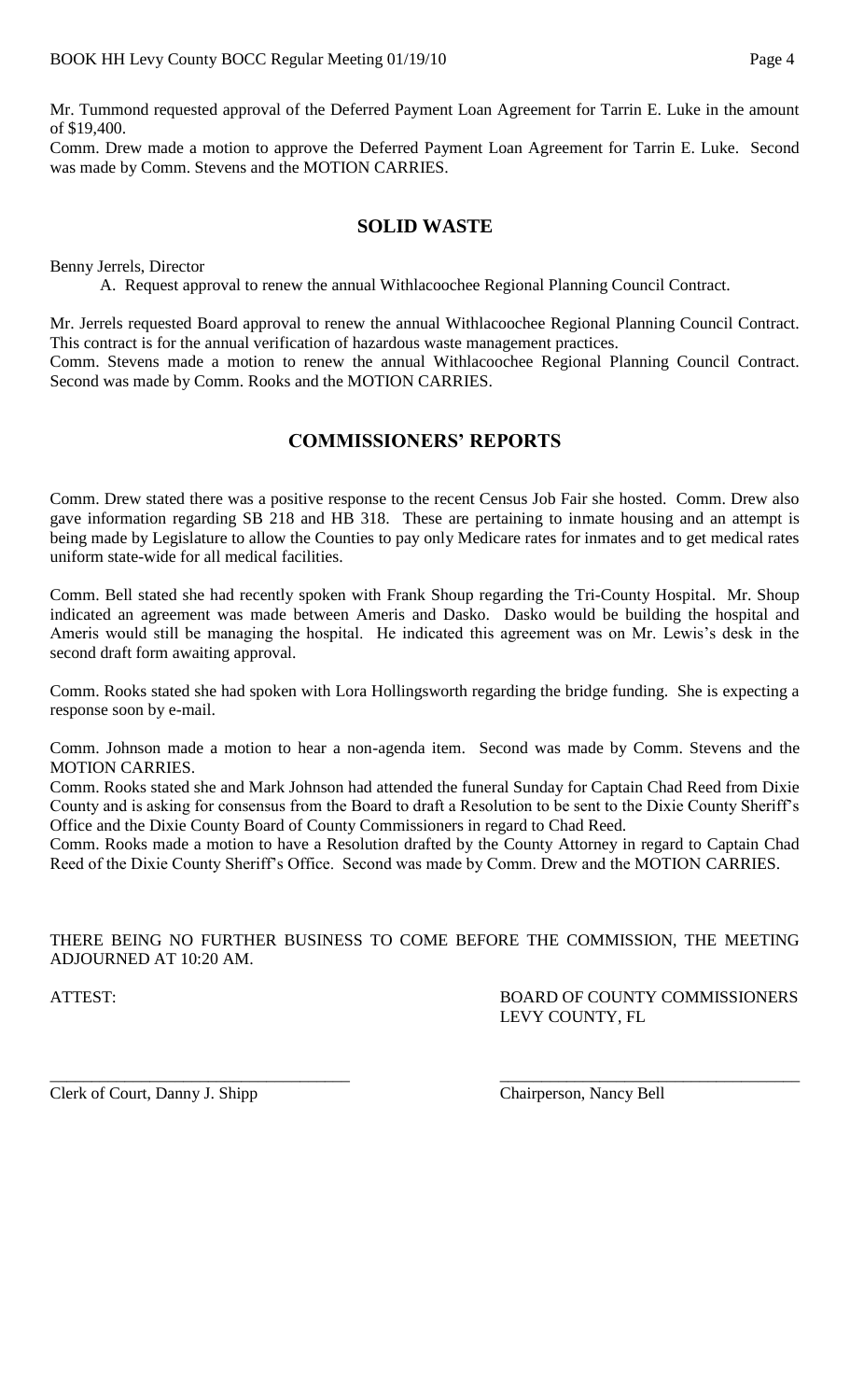Mr. Tummond requested approval of the Deferred Payment Loan Agreement for Tarrin E. Luke in the amount of $19,400.

Comm. Drew made a motion to approve the Deferred Payment Loan Agreement for Tarrin E. Luke. Second was made by Comm. Stevens and the MOTION CARRIES.

## SOLID WASTE

Benny Jerrels, Director

A. Request approval to renew the annual Withlacoochee Regional Planning Council Contract.

Mr. Jerrels requested Board approval to renew the annual Withlacoochee Regional Planning Council Contract. This contract is for the annual verification of hazardous waste management practices.

Comm. Stevens made a motion to renew the annual Withlacoochee Regional Planning Council Contract. Second was made by Comm. Rooks and the MOTION CARRIES.

## COMMISSIONERS' REPORTS

Comm. Drew stated there was a positive response to the recent Census Job Fair she hosted. Comm. Drew also gave information regarding SB 218 and HB 318. These are pertaining to inmate housing and an attempt is being made by Legislature to allow the Counties to pay only Medicare rates for inmates and to get medical rates uniform state-wide for all medical facilities.

Comm. Bell stated she had recently spoken with Frank Shoup regarding the Tri-County Hospital. Mr. Shoup indicated an agreement was made between Ameris and Dasko. Dasko would be building the hospital and Ameris would still be managing the hospital. He indicated this agreement was on Mr. Lewis's desk in the second draft form awaiting approval.

Comm. Rooks stated she had spoken with Lora Hollingsworth regarding the bridge funding. She is expecting a response soon by e-mail.

Comm. Johnson made a motion to hear a non-agenda item. Second was made by Comm. Stevens and the MOTION CARRIES.

Comm. Rooks stated she and Mark Johnson had attended the funeral Sunday for Captain Chad Reed from Dixie County and is asking for consensus from the Board to draft a Resolution to be sent to the Dixie County Sheriff's Office and the Dixie County Board of County Commissioners in regard to Chad Reed.

Comm. Rooks made a motion to have a Resolution drafted by the County Attorney in regard to Captain Chad Reed of the Dixie County Sheriff's Office. Second was made by Comm. Drew and the MOTION CARRIES.

THERE BEING NO FURTHER BUSINESS TO COME BEFORE THE COMMISSION, THE MEETING ADJOURNED AT 10:20 AM.

ATTEST:

BOARD OF COUNTY COMMISSIONERS
LEVY COUNTY, FL

\_\_\_\_\_\_\_\_\_\_\_\_\_\_\_\_\_\_\_\_\_\_\_\_\_\_\_\_\_\_\_\_\_\_\_\_
Clerk of Court, Danny J. Shipp

\_\_\_\_\_\_\_\_\_\_\_\_\_\_\_\_\_\_\_\_\_\_\_\_\_\_\_\_\_\_\_\_\_\_\_\_
Chairperson, Nancy Bell